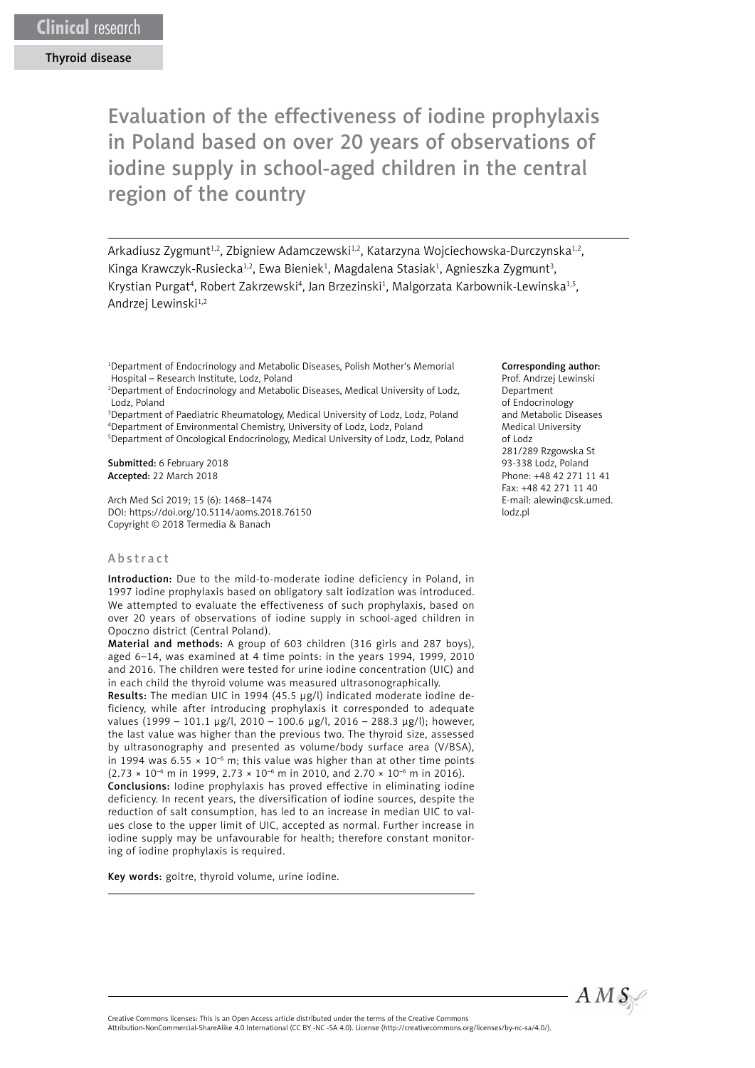Clinical research

Thyroid disease

# Evaluation of the effectiveness of iodine prophylaxis in Poland based on over 20 years of observations of iodine supply in school-aged children in the central region of the country

Arkadiusz Zygmunt[1,2], Zbigniew Adamczewski[1,2], Katarzyna Wojciechowska-Durczynska[1,2], Kinga Krawczyk-Rusiecka[1,2], Ewa Bieniek[1], Magdalena Stasiak[1], Agnieszka Zygmunt[3], Krystian Purgat[4], Robert Zakrzewski[4], Jan Brzezinski[1], Malgorzata Karbownik-Lewinska[1,5], Andrzej Lewinski[1,2]

[1]Department of Endocrinology and Metabolic Diseases, Polish Mother's Memorial Hospital – Research Institute, Lodz, Poland
[2]Department of Endocrinology and Metabolic Diseases, Medical University of Lodz, Lodz, Poland
[3]Department of Paediatric Rheumatology, Medical University of Lodz, Lodz, Poland
[4]Department of Environmental Chemistry, University of Lodz, Lodz, Poland
[5]Department of Oncological Endocrinology, Medical University of Lodz, Lodz, Poland

**Submitted:** 6 February 2018
**Accepted:** 22 March 2018

Arch Med Sci 2019; 15 (6): 1468–1474
DOI: https://doi.org/10.5114/aoms.2018.76150
Copyright © 2018 Termedia & Banach

**Corresponding author:**
Prof. Andrzej Lewinski
Department of Endocrinology and Metabolic Diseases
Medical University of Lodz
281/289 Rzgowska St
93-338 Lodz, Poland
Phone: +48 42 271 11 41
Fax: +48 42 271 11 40
E-mail: alewin@csk.umed.lodz.pl

## Abstract

**Introduction:** Due to the mild-to-moderate iodine deficiency in Poland, in 1997 iodine prophylaxis based on obligatory salt iodization was introduced. We attempted to evaluate the effectiveness of such prophylaxis, based on over 20 years of observations of iodine supply in school-aged children in Opoczno district (Central Poland).

**Material and methods:** A group of 603 children (316 girls and 287 boys), aged 6–14, was examined at 4 time points: in the years 1994, 1999, 2010 and 2016. The children were tested for urine iodine concentration (UIC) and in each child the thyroid volume was measured ultrasonographically.

**Results:** The median UIC in 1994 (45.5 μg/l) indicated moderate iodine deficiency, while after introducing prophylaxis it corresponded to adequate values (1999 – 101.1 μg/l, 2010 – 100.6 μg/l, 2016 – 288.3 μg/l); however, the last value was higher than the previous two. The thyroid size, assessed by ultrasonography and presented as volume/body surface area (V/BSA), in 1994 was $6.55 \times 10^{-6}$ m; this value was higher than at other time points ($2.73 \times 10^{-6}$ m in 1999, $2.73 \times 10^{-6}$ m in 2010, and $2.70 \times 10^{-6}$ m in 2016).

**Conclusions:** Iodine prophylaxis has proved effective in eliminating iodine deficiency. In recent years, the diversification of iodine sources, despite the reduction of salt consumption, has led to an increase in median UIC to values close to the upper limit of UIC, accepted as normal. Further increase in iodine supply may be unfavourable for health; therefore constant monitoring of iodine prophylaxis is required.

**Key words:** goitre, thyroid volume, urine iodine.

Creative Commons licenses: This is an Open Access article distributed under the terms of the Creative Commons Attribution-NonCommercial-ShareAlike 4.0 International (CC BY -NC -SA 4.0). License (http://creativecommons.org/licenses/by-nc-sa/4.0/).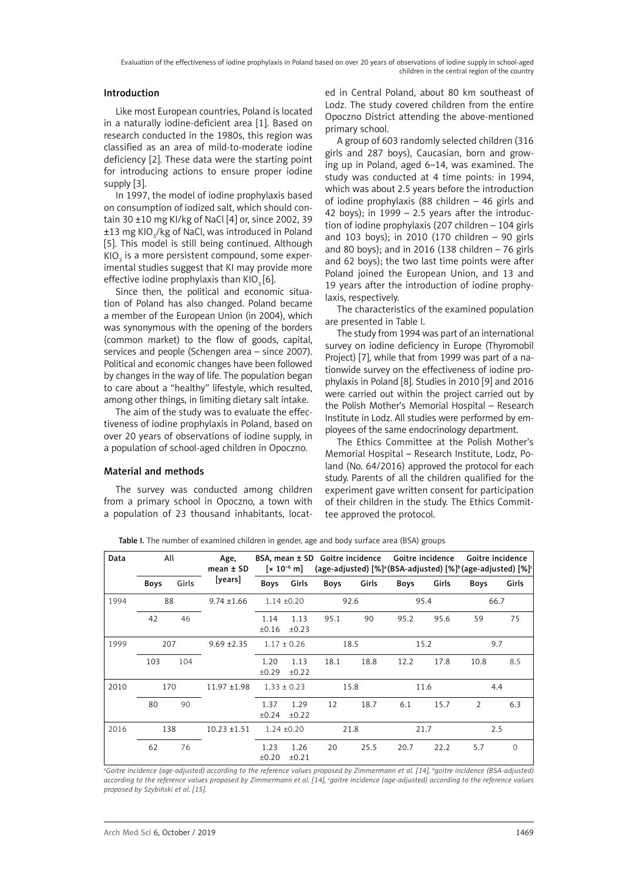## Introduction

Like most European countries, Poland is located in a naturally iodine-deficient area [1]. Based on research conducted in the 1980s, this region was classified as an area of mild-to-moderate iodine deficiency [2]. These data were the starting point for introducing actions to ensure proper iodine supply [3].

In 1997, the model of iodine prophylaxis based on consumption of iodized salt, which should contain 30 ±10 mg KI/kg of NaCl [4] or, since 2002, 39 ±13 mg $KIO_3$/kg of NaCl, was introduced in Poland [5]. This model is still being continued. Although $KIO_3$ is a more persistent compound, some experimental studies suggest that KI may provide more effective iodine prophylaxis than $KIO_3$ [6].

Since then, the political and economic situation of Poland has also changed. Poland became a member of the European Union (in 2004), which was synonymous with the opening of the borders (common market) to the flow of goods, capital, services and people (Schengen area – since 2007). Political and economic changes have been followed by changes in the way of life. The population began to care about a "healthy" lifestyle, which resulted, among other things, in limiting dietary salt intake.

The aim of the study was to evaluate the effectiveness of iodine prophylaxis in Poland, based on over 20 years of observations of iodine supply, in a population of school-aged children in Opoczno.

## Material and methods

The survey was conducted among children from a primary school in Opoczno, a town with a population of 23 thousand inhabitants, located in Central Poland, about 80 km southeast of Lodz. The study covered children from the entire Opoczno District attending the above-mentioned primary school.

A group of 603 randomly selected children (316 girls and 287 boys), Caucasian, born and growing up in Poland, aged 6–14, was examined. The study was conducted at 4 time points: in 1994, which was about 2.5 years before the introduction of iodine prophylaxis (88 children – 46 girls and 42 boys); in 1999 – 2.5 years after the introduction of iodine prophylaxis (207 children – 104 girls and 103 boys); in 2010 (170 children – 90 girls and 80 boys); and in 2016 (138 children – 76 girls and 62 boys); the two last time points were after Poland joined the European Union, and 13 and 19 years after the introduction of iodine prophylaxis, respectively.

The characteristics of the examined population are presented in Table I.

The study from 1994 was part of an international survey on iodine deficiency in Europe (Thyromobil Project) [7], while that from 1999 was part of a nationwide survey on the effectiveness of iodine prophylaxis in Poland [8]. Studies in 2010 [9] and 2016 were carried out within the project carried out by the Polish Mother's Memorial Hospital – Research Institute in Lodz. All studies were performed by employees of the same endocrinology department.

The Ethics Committee at the Polish Mother's Memorial Hospital – Research Institute, Lodz, Poland (No. 64/2016) approved the protocol for each study. Parents of all the children qualified for the experiment gave written consent for participation of their children in the study. The Ethics Committee approved the protocol.

**Table I.** The number of examined children in gender, age and body surface area (BSA) groups

| Data | All | | Age, mean ± SD [years] | BSA, mean ± SD [$\times 10^{-6}$ m] | | Goitre incidence (age-adjusted) [%][a] | | Goitre incidence (BSA-adjusted) [%][b] | | Goitre incidence (age-adjusted) [%][c] | |
|---|---|---|---|---|---|---|---|---|---|---|---|
| | Boys | Girls | | Boys | Girls | Boys | Girls | Boys | Girls | Boys | Girls |
| 1994 | 88 | | 9.74 ±1.66 | 1.14 ±0.20 | | 92.6 | | 95.4 | | 66.7 | |
| | 42 | 46 | | 1.14 ±0.16 | 1.13 ±0.23 | 95.1 | 90 | 95.2 | 95.6 | 59 | 75 |
| 1999 | 207 | | 9.69 ±2.35 | 1.17 ± 0.26 | | 18.5 | | 15.2 | | 9.7 | |
| | 103 | 104 | | 1.20 ±0.29 | 1.13 ±0.22 | 18.1 | 18.8 | 12.2 | 17.8 | 10.8 | 8.5 |
| 2010 | 170 | | 11.97 ±1.98 | 1.33 ± 0.23 | | 15.8 | | 11.6 | | 4.4 | |
| | 80 | 90 | | 1.37 ±0.24 | 1.29 ±0.22 | 12 | 18.7 | 6.1 | 15.7 | 2 | 6.3 |
| 2016 | 138 | | 10.23 ±1.51 | 1.24 ±0.20 | | 21.8 | | 21.7 | | 2.5 | |
| | 62 | 76 | | 1.23 ±0.20 | 1.26 ±0.21 | 20 | 25.5 | 20.7 | 22.2 | 5.7 | 0 |

*[a]Goitre incidence (age-adjusted) according to the reference values proposed by Zimmermann et al. [14], [b]goitre incidence (BSA-adjusted) according to the reference values proposed by Zimmermann et al. [14], [c]goitre incidence (age-adjusted) according to the reference values proposed by Szybiński et al. [15].*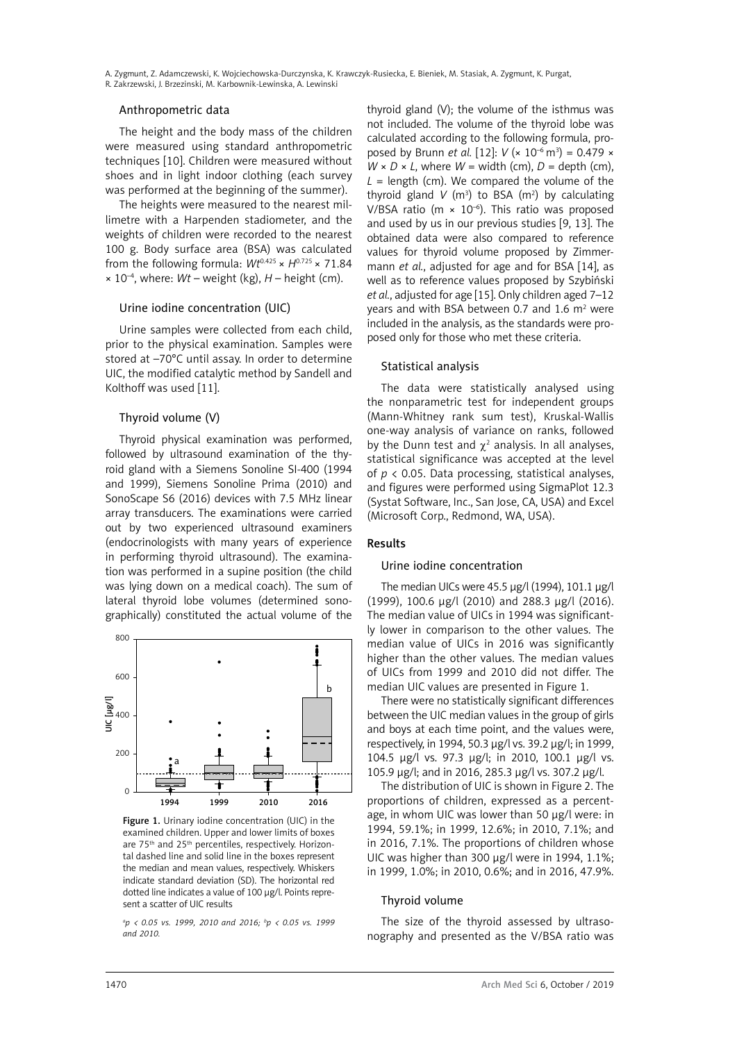### Anthropometric data

The height and the body mass of the children were measured using standard anthropometric techniques [10]. Children were measured without shoes and in light indoor clothing (each survey was performed at the beginning of the summer).

The heights were measured to the nearest millimetre with a Harpenden stadiometer, and the weights of children were recorded to the nearest 100 g. Body surface area (BSA) was calculated from the following formula: $Wt^{0.425} \times H^{0.725} \times 71.84 \times 10^{-4}$, where: *Wt* – weight (kg), *H* – height (cm).

### Urine iodine concentration (UIC)

Urine samples were collected from each child, prior to the physical examination. Samples were stored at –70°C until assay. In order to determine UIC, the modified catalytic method by Sandell and Kolthoff was used [11].

### Thyroid volume (V)

Thyroid physical examination was performed, followed by ultrasound examination of the thyroid gland with a Siemens Sonoline SI-400 (1994 and 1999), Siemens Sonoline Prima (2010) and SonoScape S6 (2016) devices with 7.5 MHz linear array transducers. The examinations were carried out by two experienced ultrasound examiners (endocrinologists with many years of experience in performing thyroid ultrasound). The examination was performed in a supine position (the child was lying down on a medical coach). The sum of lateral thyroid lobe volumes (determined sonographically) constituted the actual volume of the thyroid gland (V); the volume of the isthmus was not included. The volume of the thyroid lobe was calculated according to the following formula, proposed by Brunn *et al.* [12]: $V (\times 10^{-6}\ \text{m}^3) = 0.479 \times W \times D \times L$, where *W* = width (cm), *D* = depth (cm), *L* = length (cm). We compared the volume of the thyroid gland *V* ($\text{m}^3$) to BSA ($\text{m}^2$) by calculating V/BSA ratio ($\text{m} \times 10^{-6}$). This ratio was proposed and used by us in our previous studies [9, 13]. The obtained data were also compared to reference values for thyroid volume proposed by Zimmermann *et al.*, adjusted for age and for BSA [14], as well as to reference values proposed by Szybiński *et al.*, adjusted for age [15]. Only children aged 7–12 years and with BSA between 0.7 and 1.6 $\text{m}^2$ were included in the analysis, as the standards were proposed only for those who met these criteria.

**Figure 1.** Urinary iodine concentration (UIC) in the examined children. Upper and lower limits of boxes are 75[th] and 25[th] percentiles, respectively. Horizontal dashed line and solid line in the boxes represent the median and mean values, respectively. Whiskers indicate standard deviation (SD). The horizontal red dotted line indicates a value of 100 µg/l. Points represent a scatter of UIC results

[a]$p < 0.05$ vs. 1999, 2010 and 2016; [b]$p < 0.05$ vs. 1999 and 2010.

### Statistical analysis

The data were statistically analysed using the nonparametric test for independent groups (Mann-Whitney rank sum test), Kruskal-Wallis one-way analysis of variance on ranks, followed by the Dunn test and $\chi^2$ analysis. In all analyses, statistical significance was accepted at the level of $p < 0.05$. Data processing, statistical analyses, and figures were performed using SigmaPlot 12.3 (Systat Software, Inc., San Jose, CA, USA) and Excel (Microsoft Corp., Redmond, WA, USA).

## Results

### Urine iodine concentration

The median UICs were 45.5 µg/l (1994), 101.1 µg/l (1999), 100.6 µg/l (2010) and 288.3 µg/l (2016). The median value of UICs in 1994 was significantly lower in comparison to the other values. The median value of UICs in 2016 was significantly higher than the other values. The median values of UICs from 1999 and 2010 did not differ. The median UIC values are presented in Figure 1.

There were no statistically significant differences between the UIC median values in the group of girls and boys at each time point, and the values were, respectively, in 1994, 50.3 µg/l vs. 39.2 µg/l; in 1999, 104.5 µg/l vs. 97.3 µg/l; in 2010, 100.1 µg/l vs. 105.9 µg/l; and in 2016, 285.3 µg/l vs. 307.2 µg/l.

The distribution of UIC is shown in Figure 2. The proportions of children, expressed as a percentage, in whom UIC was lower than 50 µg/l were: in 1994, 59.1%; in 1999, 12.6%; in 2010, 7.1%; and in 2016, 7.1%. The proportions of children whose UIC was higher than 300 µg/l were in 1994, 1.1%; in 1999, 1.0%; in 2010, 0.6%; and in 2016, 47.9%.

### Thyroid volume

The size of the thyroid assessed by ultrasonography and presented as the V/BSA ratio was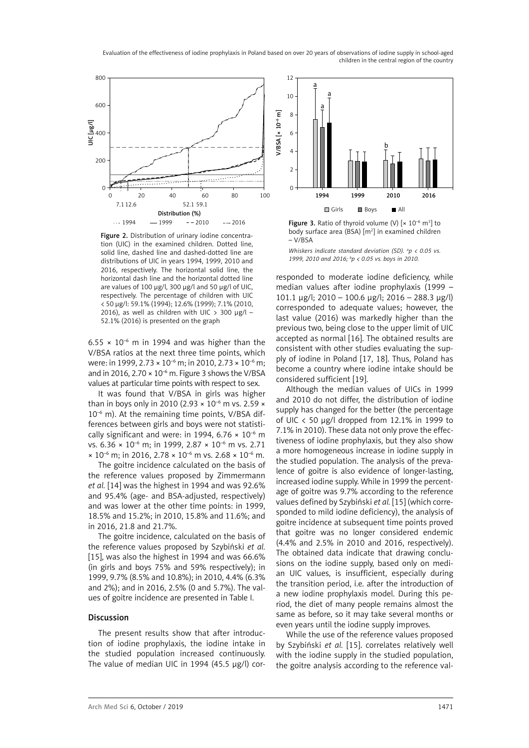Figure 2. Distribution of urinary iodine concentration (UIC) in the examined children. Dotted line, solid line, dashed line and dashed-dotted line are distributions of UIC in years 1994, 1999, 2010 and 2016, respectively. The horizontal solid line, the horizontal dash line and the horizontal dotted line are values of 100 μg/l, 300 μg/l and 50 μg/l of UIC, respectively. The percentage of children with UIC < 50 μg/l: 59.1% (1994); 12.6% (1999); 7.1% (2010, 2016), as well as children with UIC > 300 μg/l – 52.1% (2016) is presented on the graph

Figure 3. Ratio of thyroid volume (V) [$\times 10^{-6}$ m[3]] to body surface area (BSA) [m[2]] in examined children – V/BSA

*Whiskers indicate standard deviation (SD).* [a]*p < 0.05 vs. 1999, 2010 and 2016;* [b]*p < 0.05 vs. boys in 2010.*

$6.55 \times 10^{-6}$ m in 1994 and was higher than the V/BSA ratios at the next three time points, which were: in 1999, $2.73 \times 10^{-6}$ m; in 2010, $2.73 \times 10^{-6}$ m; and in 2016, $2.70 \times 10^{-6}$ m. Figure 3 shows the V/BSA values at particular time points with respect to sex.

It was found that V/BSA in girls was higher than in boys only in 2010 ($2.93 \times 10^{-6}$ m vs. $2.59 \times 10^{-6}$ m). At the remaining time points, V/BSA differences between girls and boys were not statistically significant and were: in 1994, $6.76 \times 10^{-6}$ m vs. $6.36 \times 10^{-6}$ m; in 1999, $2.87 \times 10^{-6}$ m vs. $2.71 \times 10^{-6}$ m; in 2016, $2.78 \times 10^{-6}$ m vs. $2.68 \times 10^{-6}$ m.

The goitre incidence calculated on the basis of the reference values proposed by Zimmermann *et al.* [14] was the highest in 1994 and was 92.6% and 95.4% (age- and BSA-adjusted, respectively) and was lower at the other time points: in 1999, 18.5% and 15.2%; in 2010, 15.8% and 11.6%; and in 2016, 21.8 and 21.7%.

The goitre incidence, calculated on the basis of the reference values proposed by Szybiński *et al.* [15], was also the highest in 1994 and was 66.6% (in girls and boys 75% and 59% respectively); in 1999, 9.7% (8.5% and 10.8%); in 2010, 4.4% (6.3% and 2%); and in 2016, 2.5% (0 and 5.7%). The values of goitre incidence are presented in Table I.

## Discussion

The present results show that after introduction of iodine prophylaxis, the iodine intake in the studied population increased continuously. The value of median UIC in 1994 (45.5 μg/l) corresponded to moderate iodine deficiency, while median values after iodine prophylaxis (1999 – 101.1 μg/l; 2010 – 100.6 μg/l; 2016 – 288.3 μg/l) corresponded to adequate values; however, the last value (2016) was markedly higher than the previous two, being close to the upper limit of UIC accepted as normal [16]. The obtained results are consistent with other studies evaluating the supply of iodine in Poland [17, 18]. Thus, Poland has become a country where iodine intake should be considered sufficient [19].

Although the median values of UICs in 1999 and 2010 do not differ, the distribution of iodine supply has changed for the better (the percentage of UIC < 50 μg/l dropped from 12.1% in 1999 to 7.1% in 2010). These data not only prove the effectiveness of iodine prophylaxis, but they also show a more homogeneous increase in iodine supply in the studied population. The analysis of the prevalence of goitre is also evidence of longer-lasting, increased iodine supply. While in 1999 the percentage of goitre was 9.7% according to the reference values defined by Szybiński *et al.* [15] (which corresponded to mild iodine deficiency), the analysis of goitre incidence at subsequent time points proved that goitre was no longer considered endemic (4.4% and 2.5% in 2010 and 2016, respectively). The obtained data indicate that drawing conclusions on the iodine supply, based only on median UIC values, is insufficient, especially during the transition period, i.e. after the introduction of a new iodine prophylaxis model. During this period, the diet of many people remains almost the same as before, so it may take several months or even years until the iodine supply improves.

While the use of the reference values proposed by Szybiński *et al.* [15]. correlates relatively well with the iodine supply in the studied population, the goitre analysis according to the reference val-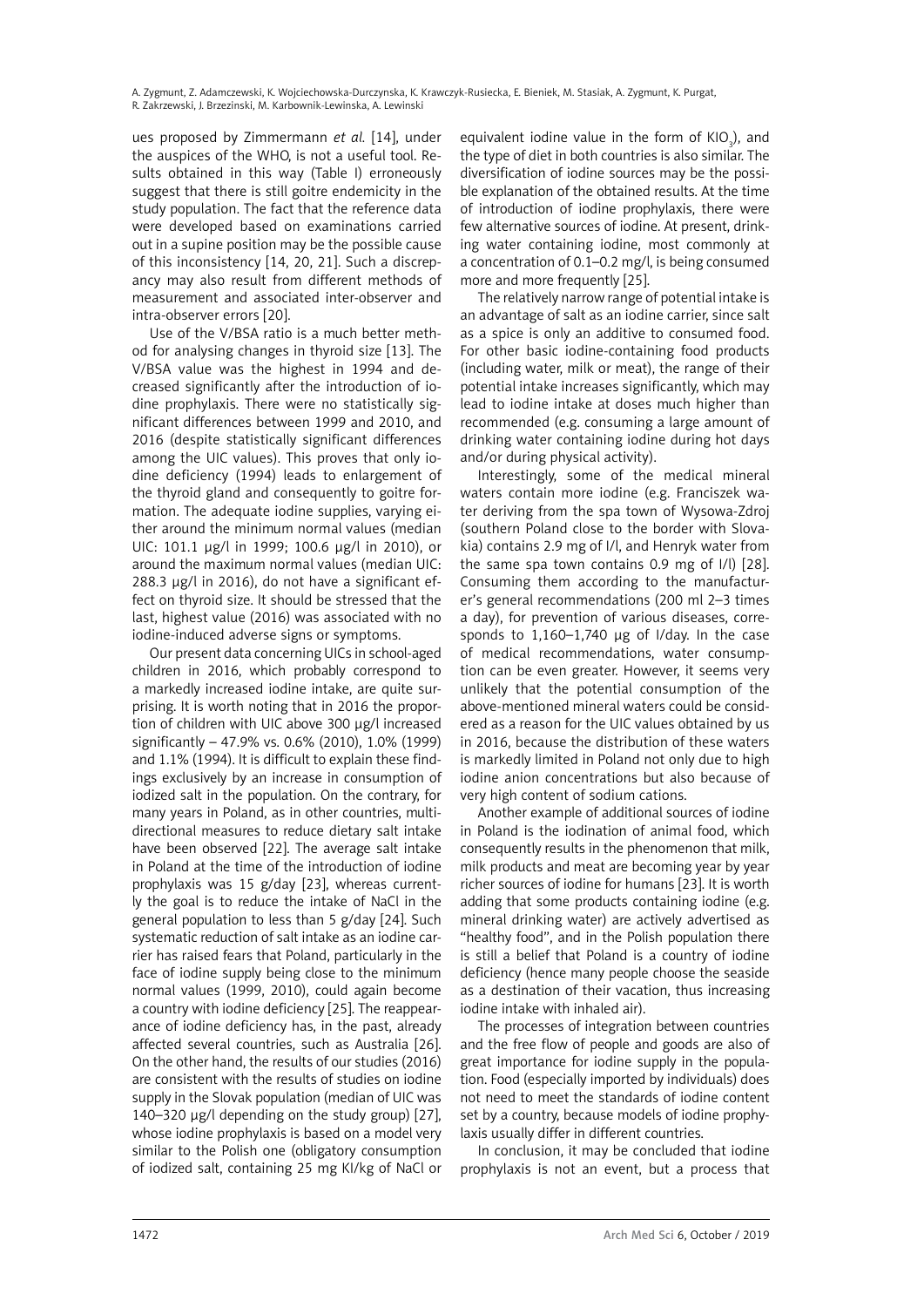ues proposed by Zimmermann *et al.* [14], under the auspices of the WHO, is not a useful tool. Results obtained in this way (Table I) erroneously suggest that there is still goitre endemicity in the study population. The fact that the reference data were developed based on examinations carried out in a supine position may be the possible cause of this inconsistency [14, 20, 21]. Such a discrepancy may also result from different methods of measurement and associated inter-observer and intra-observer errors [20].

Use of the V/BSA ratio is a much better method for analysing changes in thyroid size [13]. The V/BSA value was the highest in 1994 and decreased significantly after the introduction of iodine prophylaxis. There were no statistically significant differences between 1999 and 2010, and 2016 (despite statistically significant differences among the UIC values). This proves that only iodine deficiency (1994) leads to enlargement of the thyroid gland and consequently to goitre formation. The adequate iodine supplies, varying either around the minimum normal values (median UIC: 101.1 µg/l in 1999; 100.6 µg/l in 2010), or around the maximum normal values (median UIC: 288.3 µg/l in 2016), do not have a significant effect on thyroid size. It should be stressed that the last, highest value (2016) was associated with no iodine-induced adverse signs or symptoms.

Our present data concerning UICs in school-aged children in 2016, which probably correspond to a markedly increased iodine intake, are quite surprising. It is worth noting that in 2016 the proportion of children with UIC above 300 µg/l increased significantly – 47.9% vs. 0.6% (2010), 1.0% (1999) and 1.1% (1994). It is difficult to explain these findings exclusively by an increase in consumption of iodized salt in the population. On the contrary, for many years in Poland, as in other countries, multidirectional measures to reduce dietary salt intake have been observed [22]. The average salt intake in Poland at the time of the introduction of iodine prophylaxis was 15 g/day [23], whereas currently the goal is to reduce the intake of NaCl in the general population to less than 5 g/day [24]. Such systematic reduction of salt intake as an iodine carrier has raised fears that Poland, particularly in the face of iodine supply being close to the minimum normal values (1999, 2010), could again become a country with iodine deficiency [25]. The reappearance of iodine deficiency has, in the past, already affected several countries, such as Australia [26]. On the other hand, the results of our studies (2016) are consistent with the results of studies on iodine supply in the Slovak population (median of UIC was 140–320 µg/l depending on the study group) [27], whose iodine prophylaxis is based on a model very similar to the Polish one (obligatory consumption of iodized salt, containing 25 mg KI/kg of NaCl or equivalent iodine value in the form of $KIO_3$), and the type of diet in both countries is also similar. The diversification of iodine sources may be the possible explanation of the obtained results. At the time of introduction of iodine prophylaxis, there were few alternative sources of iodine. At present, drinking water containing iodine, most commonly at a concentration of 0.1–0.2 mg/l, is being consumed more and more frequently [25].

The relatively narrow range of potential intake is an advantage of salt as an iodine carrier, since salt as a spice is only an additive to consumed food. For other basic iodine-containing food products (including water, milk or meat), the range of their potential intake increases significantly, which may lead to iodine intake at doses much higher than recommended (e.g. consuming a large amount of drinking water containing iodine during hot days and/or during physical activity).

Interestingly, some of the medical mineral waters contain more iodine (e.g. Franciszek water deriving from the spa town of Wysowa-Zdroj (southern Poland close to the border with Slovakia) contains 2.9 mg of I/l, and Henryk water from the same spa town contains 0.9 mg of I/l) [28]. Consuming them according to the manufacturer's general recommendations (200 ml 2–3 times a day), for prevention of various diseases, corresponds to 1,160–1,740 µg of I/day. In the case of medical recommendations, water consumption can be even greater. However, it seems very unlikely that the potential consumption of the above-mentioned mineral waters could be considered as a reason for the UIC values obtained by us in 2016, because the distribution of these waters is markedly limited in Poland not only due to high iodine anion concentrations but also because of very high content of sodium cations.

Another example of additional sources of iodine in Poland is the iodination of animal food, which consequently results in the phenomenon that milk, milk products and meat are becoming year by year richer sources of iodine for humans [23]. It is worth adding that some products containing iodine (e.g. mineral drinking water) are actively advertised as "healthy food", and in the Polish population there is still a belief that Poland is a country of iodine deficiency (hence many people choose the seaside as a destination of their vacation, thus increasing iodine intake with inhaled air).

The processes of integration between countries and the free flow of people and goods are also of great importance for iodine supply in the population. Food (especially imported by individuals) does not need to meet the standards of iodine content set by a country, because models of iodine prophylaxis usually differ in different countries.

In conclusion, it may be concluded that iodine prophylaxis is not an event, but a process that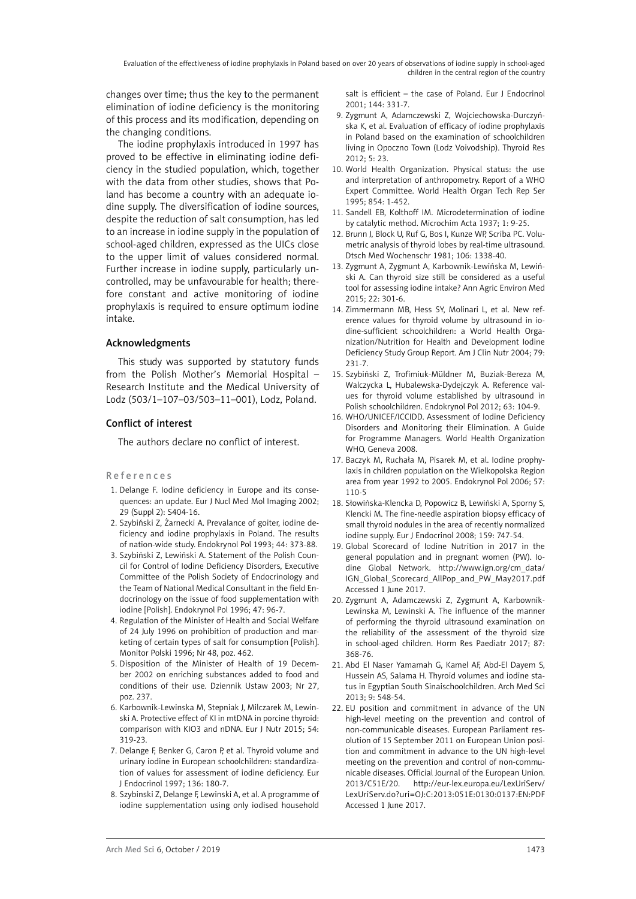changes over time; thus the key to the permanent elimination of iodine deficiency is the monitoring of this process and its modification, depending on the changing conditions.

The iodine prophylaxis introduced in 1997 has proved to be effective in eliminating iodine deficiency in the studied population, which, together with the data from other studies, shows that Poland has become a country with an adequate iodine supply. The diversification of iodine sources, despite the reduction of salt consumption, has led to an increase in iodine supply in the population of school-aged children, expressed as the UICs close to the upper limit of values considered normal. Further increase in iodine supply, particularly uncontrolled, may be unfavourable for health; therefore constant and active monitoring of iodine prophylaxis is required to ensure optimum iodine intake.

## Acknowledgments

This study was supported by statutory funds from the Polish Mother's Memorial Hospital – Research Institute and the Medical University of Lodz (503/1–107–03/503–11–001), Lodz, Poland.

## Conflict of interest

The authors declare no conflict of interest.

## References

1. Delange F. Iodine deficiency in Europe and its consequences: an update. Eur J Nucl Med Mol Imaging 2002; 29 (Suppl 2): S404-16.
2. Szybiński Z, Żarnecki A. Prevalance of goiter, iodine deficiency and iodine prophylaxis in Poland. The results of nation-wide study. Endokrynol Pol 1993; 44: 373-88.
3. Szybiński Z, Lewiński A. Statement of the Polish Council for Control of Iodine Deficiency Disorders, Executive Committee of the Polish Society of Endocrinology and the Team of National Medical Consultant in the field Endocrinology on the issue of food supplementation with iodine [Polish]. Endokrynol Pol 1996; 47: 96-7.
4. Regulation of the Minister of Health and Social Welfare of 24 July 1996 on prohibition of production and marketing of certain types of salt for consumption [Polish]. Monitor Polski 1996; Nr 48, poz. 462.
5. Disposition of the Minister of Health of 19 December 2002 on enriching substances added to food and conditions of their use. Dziennik Ustaw 2003; Nr 27, poz. 237.
6. Karbownik-Lewinska M, Stepniak J, Milczarek M, Lewinski A. Protective effect of KI in mtDNA in porcine thyroid: comparison with KIO3 and nDNA. Eur J Nutr 2015; 54: 319-23.
7. Delange F, Benker G, Caron P, et al. Thyroid volume and urinary iodine in European schoolchildren: standardization of values for assessment of iodine deficiency. Eur J Endocrinol 1997; 136: 180-7.
8. Szybinski Z, Delange F, Lewinski A, et al. A programme of iodine supplementation using only iodised household salt is efficient – the case of Poland. Eur J Endocrinol 2001; 144: 331-7.
9. Zygmunt A, Adamczewski Z, Wojciechowska-Durczyńska K, et al. Evaluation of efficacy of iodine prophylaxis in Poland based on the examination of schoolchildren living in Opoczno Town (Lodz Voivodship). Thyroid Res 2012; 5: 23.
10. World Health Organization. Physical status: the use and interpretation of anthropometry. Report of a WHO Expert Committee. World Health Organ Tech Rep Ser 1995; 854: 1-452.
11. Sandell EB, Kolthoff IM. Microdetermination of iodine by catalytic method. Microchim Acta 1937; 1: 9-25.
12. Brunn J, Block U, Ruf G, Bos I, Kunze WP, Scriba PC. Volumetric analysis of thyroid lobes by real-time ultrasound. Dtsch Med Wochenschr 1981; 106: 1338-40.
13. Zygmunt A, Zygmunt A, Karbownik-Lewińska M, Lewiński A. Can thyroid size still be considered as a useful tool for assessing iodine intake? Ann Agric Environ Med 2015; 22: 301-6.
14. Zimmermann MB, Hess SY, Molinari L, et al. New reference values for thyroid volume by ultrasound in iodine-sufficient schoolchildren: a World Health Organization/Nutrition for Health and Development Iodine Deficiency Study Group Report. Am J Clin Nutr 2004; 79: 231-7.
15. Szybiński Z, Trofimiuk-Müldner M, Buziak-Bereza M, Walczycka L, Hubalewska-Dydejczyk A. Reference values for thyroid volume established by ultrasound in Polish schoolchildren. Endokrynol Pol 2012; 63: 104-9.
16. WHO/UNICEF/ICCIDD. Assessment of Iodine Deficiency Disorders and Monitoring their Elimination. A Guide for Programme Managers. World Health Organization WHO, Geneva 2008.
17. Baczyk M, Ruchała M, Pisarek M, et al. Iodine prophylaxis in children population on the Wielkopolska Region area from year 1992 to 2005. Endokrynol Pol 2006; 57: 110-5
18. Słowińska-Klencka D, Popowicz B, Lewiński A, Sporny S, Klencki M. The fine-needle aspiration biopsy efficacy of small thyroid nodules in the area of recently normalized iodine supply. Eur J Endocrinol 2008; 159: 747-54.
19. Global Scorecard of Iodine Nutrition in 2017 in the general population and in pregnant women (PW). Iodine Global Network. http://www.ign.org/cm_data/IGN_Global_Scorecard_AllPop_and_PW_May2017.pdf Accessed 1 June 2017.
20. Zygmunt A, Adamczewski Z, Zygmunt A, Karbownik-Lewinska M, Lewinski A. The influence of the manner of performing the thyroid ultrasound examination on the reliability of the assessment of the thyroid size in school-aged children. Horm Res Paediatr 2017; 87: 368-76.
21. Abd El Naser Yamamah G, Kamel AF, Abd-El Dayem S, Hussein AS, Salama H. Thyroid volumes and iodine status in Egyptian South Sinaischoolchildren. Arch Med Sci 2013; 9: 548-54.
22. EU position and commitment in advance of the UN high-level meeting on the prevention and control of non-communicable diseases. European Parliament resolution of 15 September 2011 on European Union position and commitment in advance to the UN high-level meeting on the prevention and control of non-communicable diseases. Official Journal of the European Union. 2013/C51E/20. http://eur-lex.europa.eu/LexUriServ/LexUriServ.do?uri=OJ:C:2013:051E:0130:0137:EN:PDF Accessed 1 June 2017.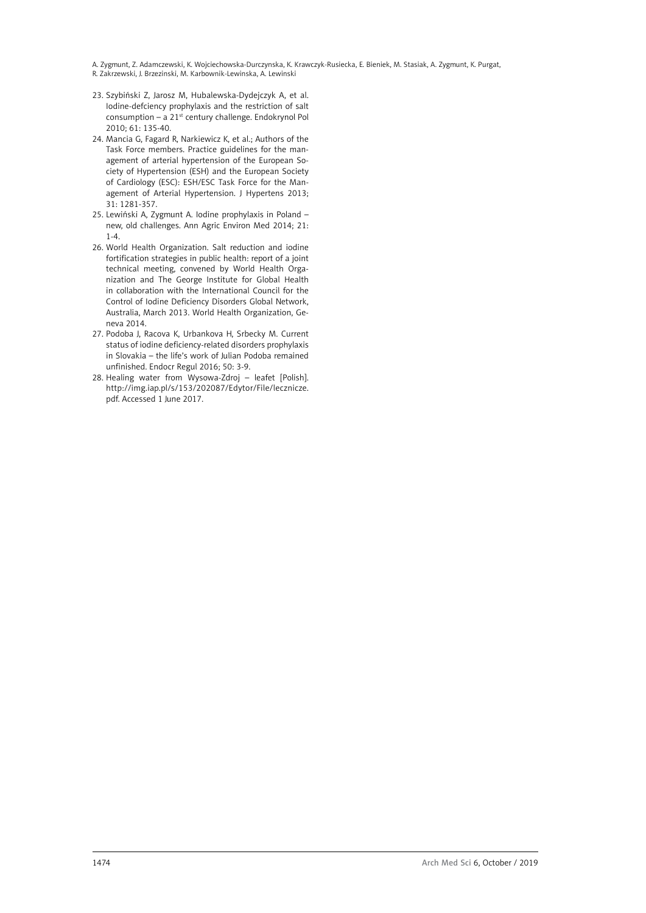23. Szybiński Z, Jarosz M, Hubalewska-Dydejczyk A, et al. Iodine-defciency prophylaxis and the restriction of salt consumption – a 21st century challenge. Endokrynol Pol 2010; 61: 135-40.
24. Mancia G, Fagard R, Narkiewicz K, et al.; Authors of the Task Force members. Practice guidelines for the management of arterial hypertension of the European Society of Hypertension (ESH) and the European Society of Cardiology (ESC): ESH/ESC Task Force for the Management of Arterial Hypertension. J Hypertens 2013; 31: 1281-357.
25. Lewiński A, Zygmunt A. Iodine prophylaxis in Poland – new, old challenges. Ann Agric Environ Med 2014; 21: 1-4.
26. World Health Organization. Salt reduction and iodine fortification strategies in public health: report of a joint technical meeting, convened by World Health Organization and The George Institute for Global Health in collaboration with the International Council for the Control of Iodine Deficiency Disorders Global Network, Australia, March 2013. World Health Organization, Geneva 2014.
27. Podoba J, Racova K, Urbankova H, Srbecky M. Current status of iodine deficiency-related disorders prophylaxis in Slovakia – the life's work of Julian Podoba remained unfinished. Endocr Regul 2016; 50: 3-9.
28. Healing water from Wysowa-Zdroj – leafet [Polish]. http://img.iap.pl/s/153/202087/Edytor/File/lecznicze.pdf. Accessed 1 June 2017.